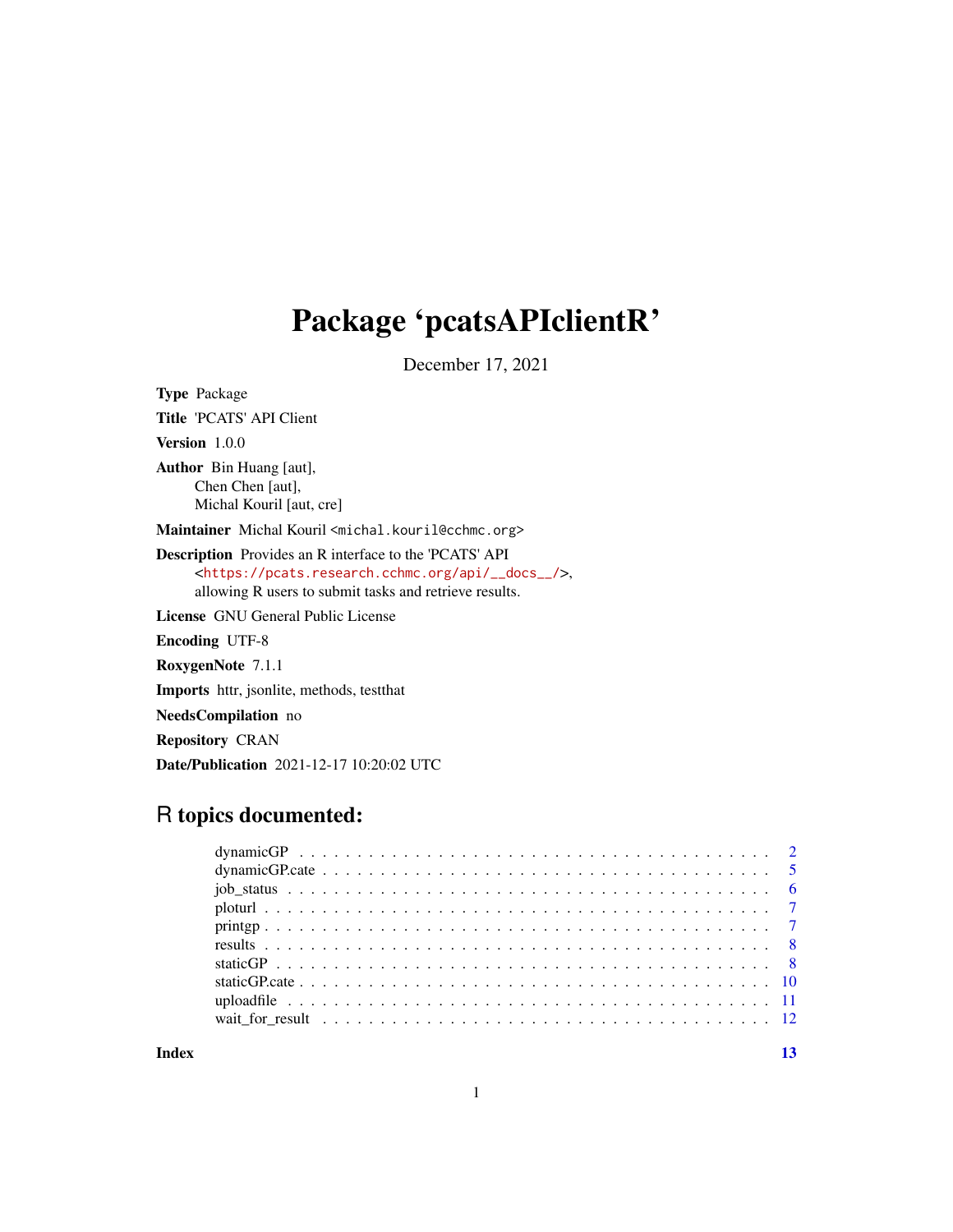# Package 'pcatsAPIclientR'

December 17, 2021

**Type** Package

**Title** 'PCATS' API Client

**Version** 1.0.0

**Author** Bin Huang [aut],
Chen Chen [aut],
Michal Kouril [aut, cre]

**Maintainer** Michal Kouril <michal.kouril@cchmc.org>

**Description** Provides an R interface to the 'PCATS' API
<https://pcats.research.cchmc.org/api/__docs__/>,
allowing R users to submit tasks and retrieve results.

**License** GNU General Public License

**Encoding** UTF-8

**RoxygenNote** 7.1.1

**Imports** httr, jsonlite, methods, testthat

**NeedsCompilation** no

**Repository** CRAN

**Date/Publication** 2021-12-17 10:20:02 UTC

## R topics documented:

- dynamicGP . . . . . . . . . . . . . . . . . . . . . . . . . . . . . . . . . . . . . . . . . . 2
- dynamicGP.cate . . . . . . . . . . . . . . . . . . . . . . . . . . . . . . . . . . . . . . . 5
- job_status . . . . . . . . . . . . . . . . . . . . . . . . . . . . . . . . . . . . . . . . . . 6
- ploturl . . . . . . . . . . . . . . . . . . . . . . . . . . . . . . . . . . . . . . . . . . . . 7
- printgp . . . . . . . . . . . . . . . . . . . . . . . . . . . . . . . . . . . . . . . . . . . 7
- results . . . . . . . . . . . . . . . . . . . . . . . . . . . . . . . . . . . . . . . . . . . . 8
- staticGP . . . . . . . . . . . . . . . . . . . . . . . . . . . . . . . . . . . . . . . . . . . 8
- staticGP.cate . . . . . . . . . . . . . . . . . . . . . . . . . . . . . . . . . . . . . . . . 10
- uploadfile . . . . . . . . . . . . . . . . . . . . . . . . . . . . . . . . . . . . . . . . . . 11
- wait_for_result . . . . . . . . . . . . . . . . . . . . . . . . . . . . . . . . . . . . . . . 12

**Index** 13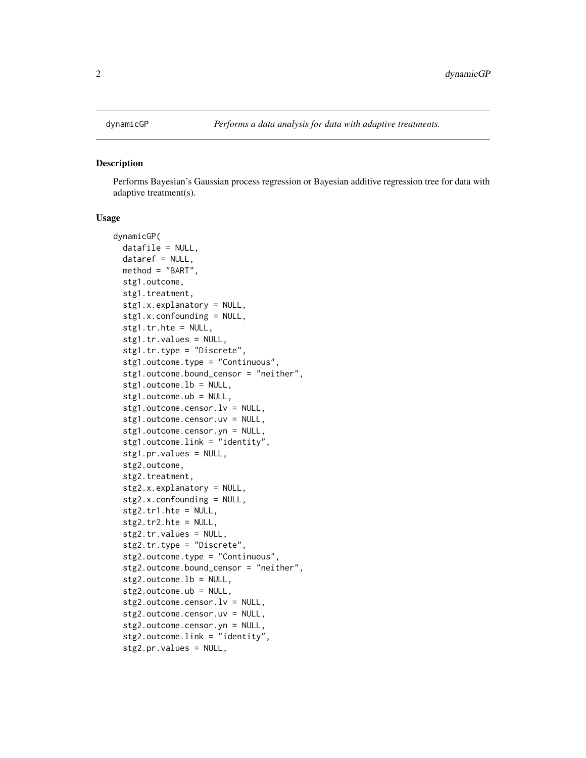dynamicGP *Performs a data analysis for data with adaptive treatments.*

## Description

Performs Bayesian's Gaussian process regression or Bayesian additive regression tree for data with adaptive treatment(s).

## Usage

```
dynamicGP(
  datafile = NULL,
  dataref = NULL,
  method = "BART",
  stg1.outcome,
  stg1.treatment,
  stg1.x.explanatory = NULL,
  stg1.x.confounding = NULL,
  stg1.tr.hte = NULL,
  stg1.tr.values = NULL,
  stg1.tr.type = "Discrete",
  stg1.outcome.type = "Continuous",
  stg1.outcome.bound_censor = "neither",
  stg1.outcome.lb = NULL,
  stg1.outcome.ub = NULL,
  stg1.outcome.censor.lv = NULL,
  stg1.outcome.censor.uv = NULL,
  stg1.outcome.censor.yn = NULL,
  stg1.outcome.link = "identity",
  stg1.pr.values = NULL,
  stg2.outcome,
  stg2.treatment,
  stg2.x.explanatory = NULL,
  stg2.x.confounding = NULL,
  stg2.tr1.hte = NULL,
  stg2.tr2.hte = NULL,
  stg2.tr.values = NULL,
  stg2.tr.type = "Discrete",
  stg2.outcome.type = "Continuous",
  stg2.outcome.bound_censor = "neither",
  stg2.outcome.lb = NULL,
  stg2.outcome.ub = NULL,
  stg2.outcome.censor.lv = NULL,
  stg2.outcome.censor.uv = NULL,
  stg2.outcome.censor.yn = NULL,
  stg2.outcome.link = "identity",
  stg2.pr.values = NULL,
```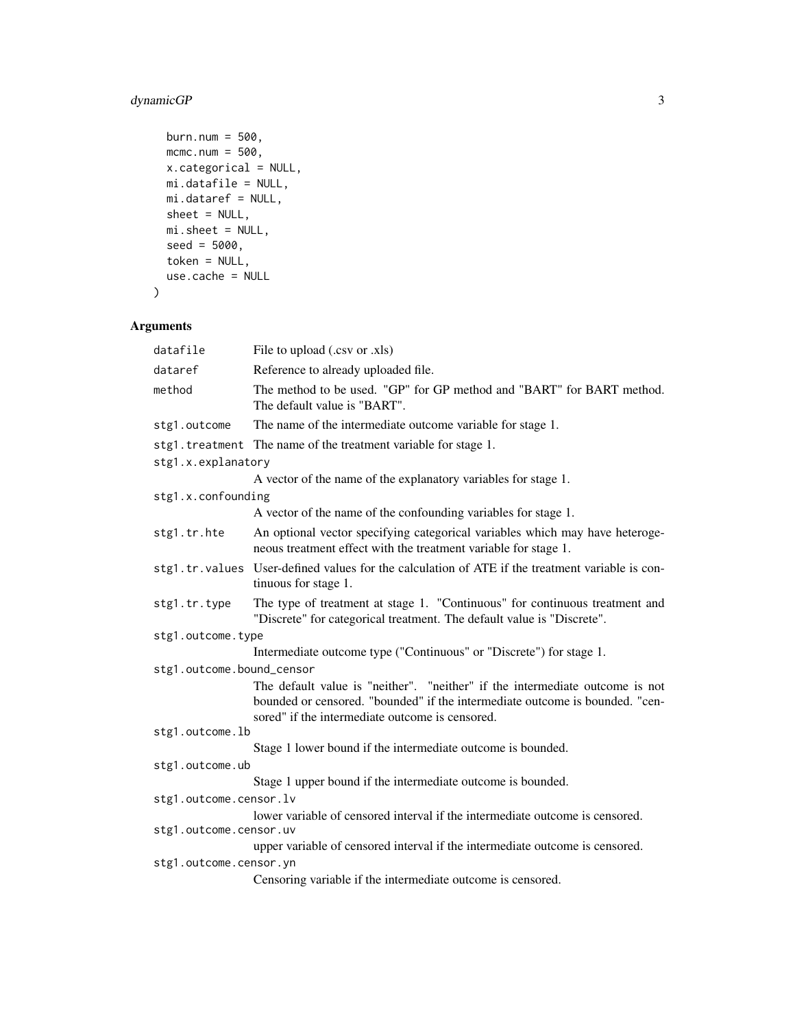```
  burn.num = 500,
  mcmc.num = 500,
  x.categorical = NULL,
  mi.datafile = NULL,
  mi.dataref = NULL,
  sheet = NULL,
  mi.sheet = NULL,
  seed = 5000,
  token = NULL,
  use.cache = NULL
)
```

## Arguments

| | |
|---|---|
| datafile | File to upload (.csv or .xls) |
| dataref | Reference to already uploaded file. |
| method | The method to be used. "GP" for GP method and "BART" for BART method. The default value is "BART". |
| stg1.outcome | The name of the intermediate outcome variable for stage 1. |
| stg1.treatment | The name of the treatment variable for stage 1. |
| stg1.x.explanatory | A vector of the name of the explanatory variables for stage 1. |
| stg1.x.confounding | A vector of the name of the confounding variables for stage 1. |
| stg1.tr.hte | An optional vector specifying categorical variables which may have heterogeneous treatment effect with the treatment variable for stage 1. |
| stg1.tr.values | User-defined values for the calculation of ATE if the treatment variable is continuous for stage 1. |
| stg1.tr.type | The type of treatment at stage 1. "Continuous" for continuous treatment and "Discrete" for categorical treatment. The default value is "Discrete". |
| stg1.outcome.type | Intermediate outcome type ("Continuous" or "Discrete") for stage 1. |
| stg1.outcome.bound_censor | The default value is "neither". "neither" if the intermediate outcome is not bounded or censored. "bounded" if the intermediate outcome is bounded. "censored" if the intermediate outcome is censored. |
| stg1.outcome.lb | Stage 1 lower bound if the intermediate outcome is bounded. |
| stg1.outcome.ub | Stage 1 upper bound if the intermediate outcome is bounded. |
| stg1.outcome.censor.lv | lower variable of censored interval if the intermediate outcome is censored. |
| stg1.outcome.censor.uv | upper variable of censored interval if the intermediate outcome is censored. |
| stg1.outcome.censor.yn | Censoring variable if the intermediate outcome is censored. |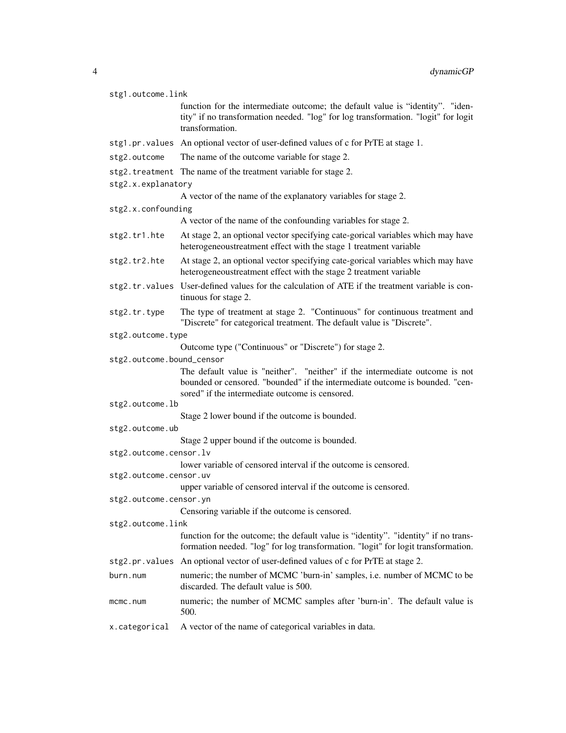`stg1.outcome.link`
: function for the intermediate outcome; the default value is "identity". "identity" if no transformation needed. "log" for log transformation. "logit" for logit transformation.

`stg1.pr.values`
: An optional vector of user-defined values of c for PrTE at stage 1.

`stg2.outcome`
: The name of the outcome variable for stage 2.

`stg2.treatment`
: The name of the treatment variable for stage 2.

`stg2.x.explanatory`
: A vector of the name of the explanatory variables for stage 2.

`stg2.x.confounding`
: A vector of the name of the confounding variables for stage 2.

`stg2.tr1.hte`
: At stage 2, an optional vector specifying cate-gorical variables which may have heterogeneoustreatment effect with the stage 1 treatment variable

`stg2.tr2.hte`
: At stage 2, an optional vector specifying cate-gorical variables which may have heterogeneoustreatment effect with the stage 2 treatment variable

`stg2.tr.values`
: User-defined values for the calculation of ATE if the treatment variable is continuous for stage 2.

`stg2.tr.type`
: The type of treatment at stage 2. "Continuous" for continuous treatment and "Discrete" for categorical treatment. The default value is "Discrete".

`stg2.outcome.type`
: Outcome type ("Continuous" or "Discrete") for stage 2.

`stg2.outcome.bound_censor`
: The default value is "neither". "neither" if the intermediate outcome is not bounded or censored. "bounded" if the intermediate outcome is bounded. "censored" if the intermediate outcome is censored.

`stg2.outcome.lb`
: Stage 2 lower bound if the outcome is bounded.

`stg2.outcome.ub`
: Stage 2 upper bound if the outcome is bounded.

`stg2.outcome.censor.lv`
: lower variable of censored interval if the outcome is censored.

`stg2.outcome.censor.uv`
: upper variable of censored interval if the outcome is censored.

`stg2.outcome.censor.yn`
: Censoring variable if the outcome is censored.

`stg2.outcome.link`
: function for the outcome; the default value is "identity". "identity" if no transformation needed. "log" for log transformation. "logit" for logit transformation.

`stg2.pr.values`
: An optional vector of user-defined values of c for PrTE at stage 2.

`burn.num`
: numeric; the number of MCMC 'burn-in' samples, i.e. number of MCMC to be discarded. The default value is 500.

`mcmc.num`
: numeric; the number of MCMC samples after 'burn-in'. The default value is 500.

`x.categorical`
: A vector of the name of categorical variables in data.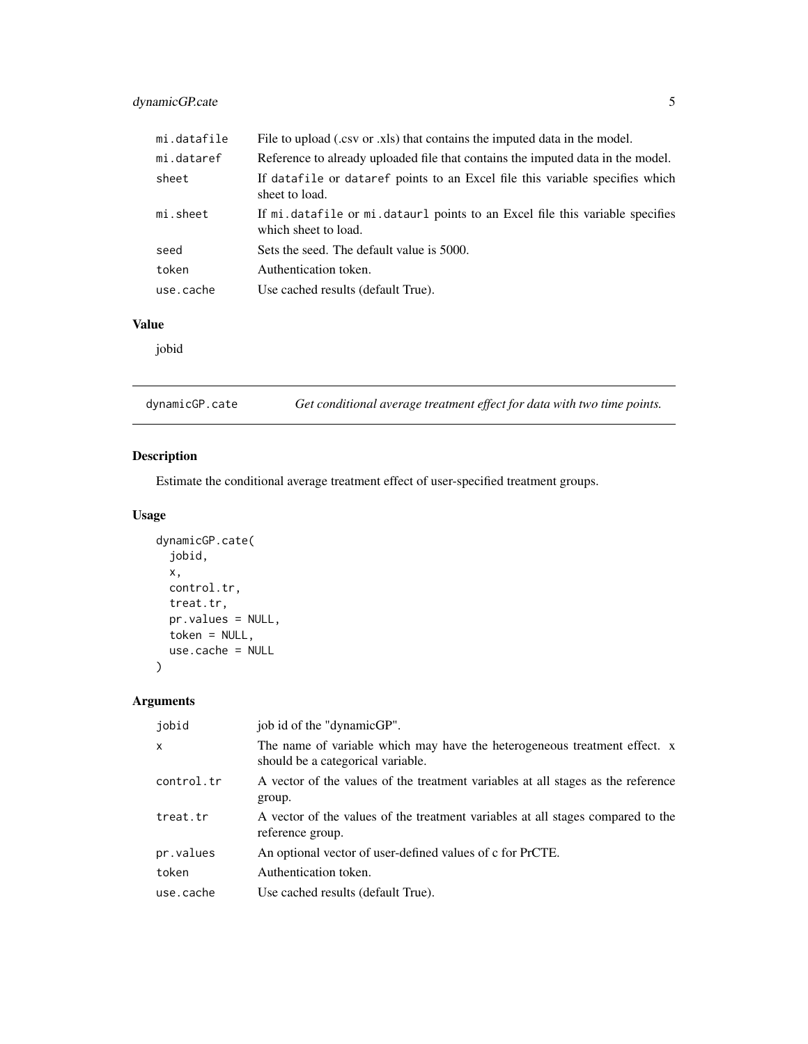| | |
|---|---|
| `mi.datafile` | File to upload (.csv or .xls) that contains the imputed data in the model. |
| `mi.dataref` | Reference to already uploaded file that contains the imputed data in the model. |
| `sheet` | If `datafile` or `dataref` points to an Excel file this variable specifies which sheet to load. |
| `mi.sheet` | If `mi.datafile` or `mi.dataurl` points to an Excel file this variable specifies which sheet to load. |
| `seed` | Sets the seed. The default value is 5000. |
| `token` | Authentication token. |
| `use.cache` | Use cached results (default True). |

### Value

jobid

---

## `dynamicGP.cate` — *Get conditional average treatment effect for data with two time points.*

---

### Description

Estimate the conditional average treatment effect of user-specified treatment groups.

### Usage

```
dynamicGP.cate(
  jobid,
  x,
  control.tr,
  treat.tr,
  pr.values = NULL,
  token = NULL,
  use.cache = NULL
)
```

### Arguments

| | |
|---|---|
| `jobid` | job id of the "dynamicGP". |
| `x` | The name of variable which may have the heterogeneous treatment effect. x should be a categorical variable. |
| `control.tr` | A vector of the values of the treatment variables at all stages as the reference group. |
| `treat.tr` | A vector of the values of the treatment variables at all stages compared to the reference group. |
| `pr.values` | An optional vector of user-defined values of c for PrCTE. |
| `token` | Authentication token. |
| `use.cache` | Use cached results (default True). |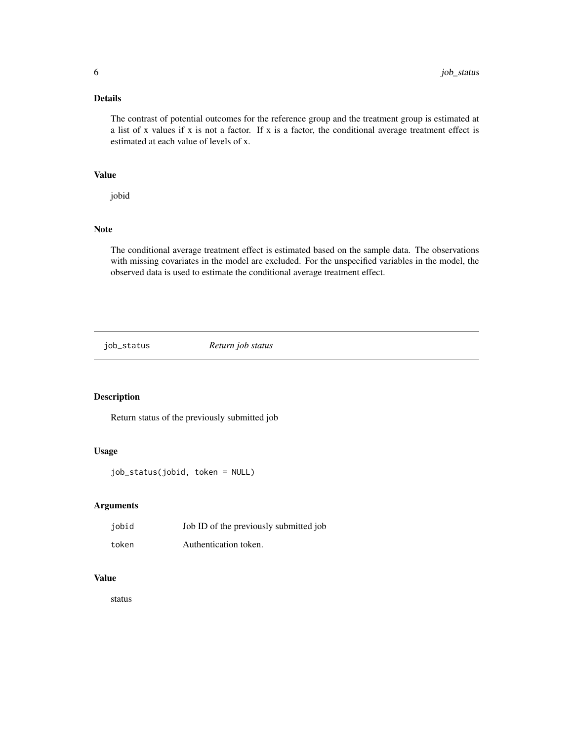## Details

The contrast of potential outcomes for the reference group and the treatment group is estimated at a list of x values if x is not a factor. If x is a factor, the conditional average treatment effect is estimated at each value of levels of x.

## Value

jobid

## Note

The conditional average treatment effect is estimated based on the sample data. The observations with missing covariates in the model are excluded. For the unspecified variables in the model, the observed data is used to estimate the conditional average treatment effect.

---

# job_status — *Return job status*

---

## Description

Return status of the previously submitted job

## Usage

```
job_status(jobid, token = NULL)
```

## Arguments

| | |
|---|---|
| `jobid` | Job ID of the previously submitted job |
| `token` | Authentication token. |

## Value

status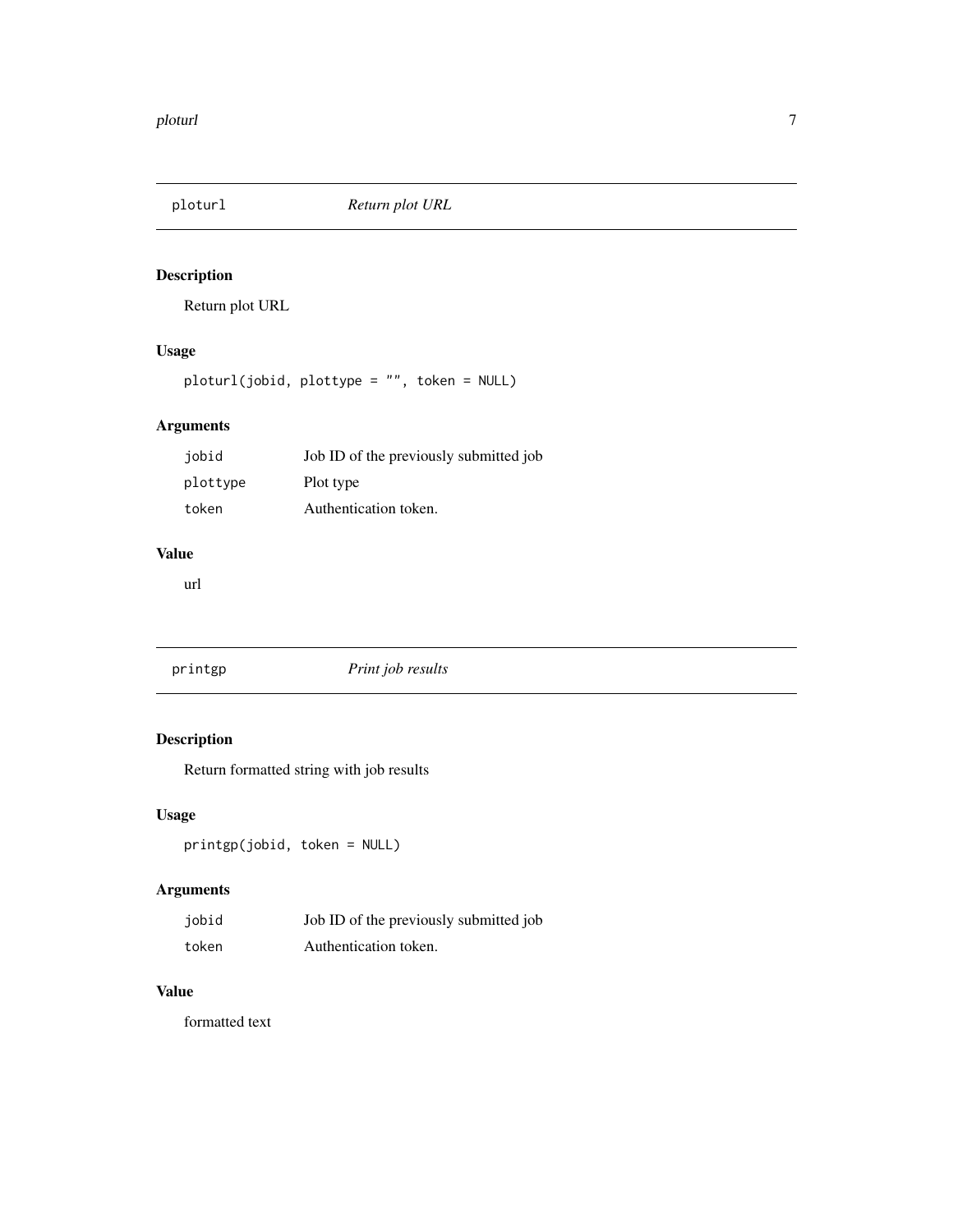## ploturl — *Return plot URL*

### Description

Return plot URL

### Usage

```
ploturl(jobid, plottype = "", token = NULL)
```

### Arguments

| | |
|---|---|
| `jobid` | Job ID of the previously submitted job |
| `plottype` | Plot type |
| `token` | Authentication token. |

### Value

url

## printgp — *Print job results*

### Description

Return formatted string with job results

### Usage

```
printgp(jobid, token = NULL)
```

### Arguments

| | |
|---|---|
| `jobid` | Job ID of the previously submitted job |
| `token` | Authentication token. |

### Value

formatted text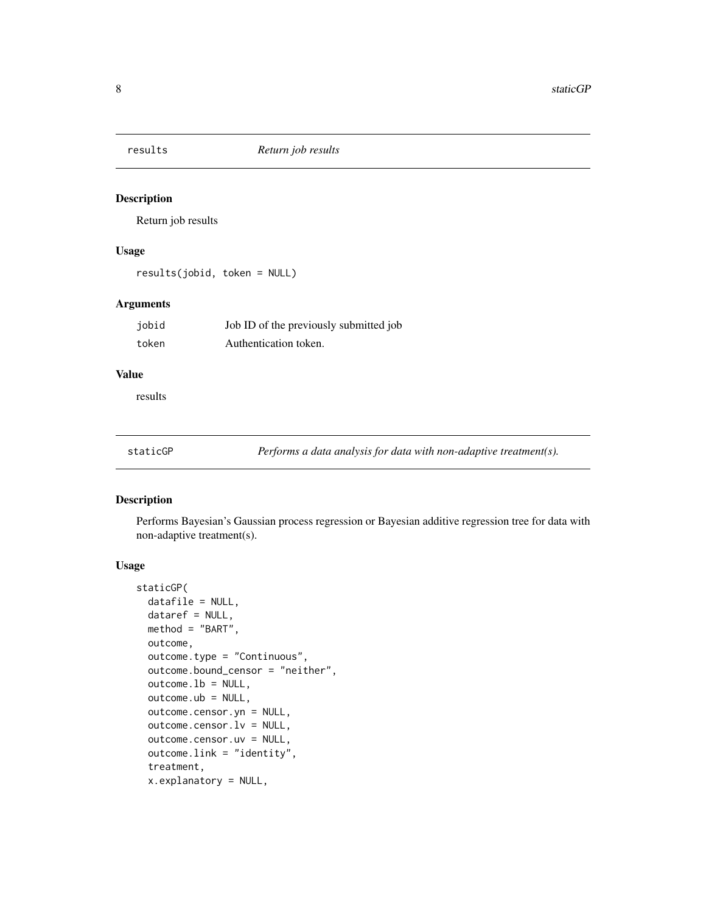## results *Return job results*

### Description

Return job results

### Usage

```
results(jobid, token = NULL)
```

### Arguments

| | |
|---|---|
| jobid | Job ID of the previously submitted job |
| token | Authentication token. |

### Value

results

## staticGP *Performs a data analysis for data with non-adaptive treatment(s).*

### Description

Performs Bayesian's Gaussian process regression or Bayesian additive regression tree for data with non-adaptive treatment(s).

### Usage

```
staticGP(
  datafile = NULL,
  dataref = NULL,
  method = "BART",
  outcome,
  outcome.type = "Continuous",
  outcome.bound_censor = "neither",
  outcome.lb = NULL,
  outcome.ub = NULL,
  outcome.censor.yn = NULL,
  outcome.censor.lv = NULL,
  outcome.censor.uv = NULL,
  outcome.link = "identity",
  treatment,
  x.explanatory = NULL,
```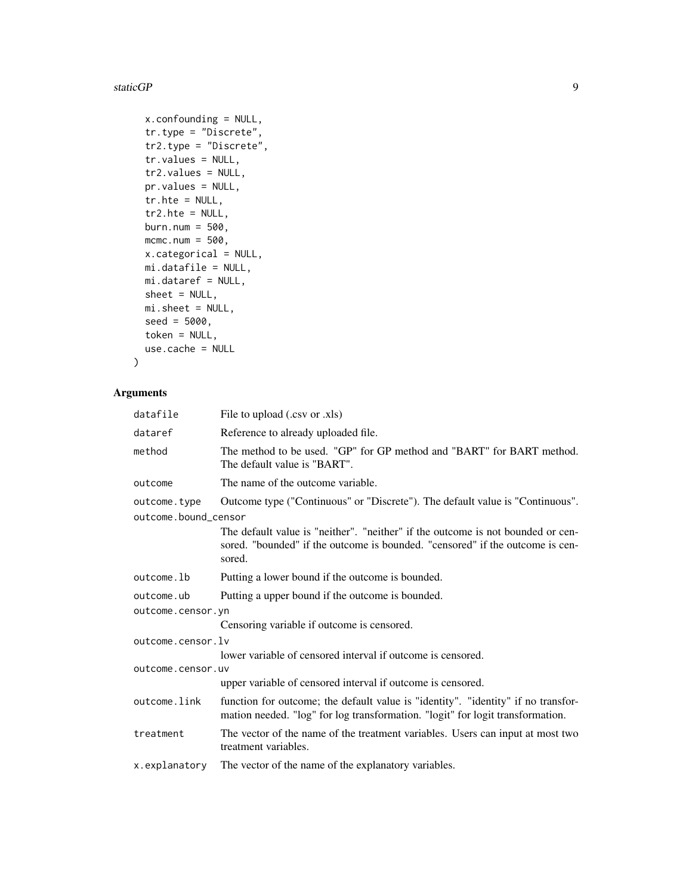```
  x.confounding = NULL,
  tr.type = "Discrete",
  tr2.type = "Discrete",
  tr.values = NULL,
  tr2.values = NULL,
  pr.values = NULL,
  tr.hte = NULL,
  tr2.hte = NULL,
  burn.num = 500,
  mcmc.num = 500,
  x.categorical = NULL,
  mi.datafile = NULL,
  mi.dataref = NULL,
  sheet = NULL,
  mi.sheet = NULL,
  seed = 5000,
  token = NULL,
  use.cache = NULL
)
```

## Arguments

| Argument | Description |
|---|---|
| `datafile` | File to upload (.csv or .xls) |
| `dataref` | Reference to already uploaded file. |
| `method` | The method to be used. "GP" for GP method and "BART" for BART method. The default value is "BART". |
| `outcome` | The name of the outcome variable. |
| `outcome.type` | Outcome type ("Continuous" or "Discrete"). The default value is "Continuous". |
| `outcome.bound_censor` | The default value is "neither". "neither" if the outcome is not bounded or censored. "bounded" if the outcome is bounded. "censored" if the outcome is censored. |
| `outcome.lb` | Putting a lower bound if the outcome is bounded. |
| `outcome.ub` | Putting a upper bound if the outcome is bounded. |
| `outcome.censor.yn` | Censoring variable if outcome is censored. |
| `outcome.censor.lv` | lower variable of censored interval if outcome is censored. |
| `outcome.censor.uv` | upper variable of censored interval if outcome is censored. |
| `outcome.link` | function for outcome; the default value is "identity". "identity" if no transformation needed. "log" for log transformation. "logit" for logit transformation. |
| `treatment` | The vector of the name of the treatment variables. Users can input at most two treatment variables. |
| `x.explanatory` | The vector of the name of the explanatory variables. |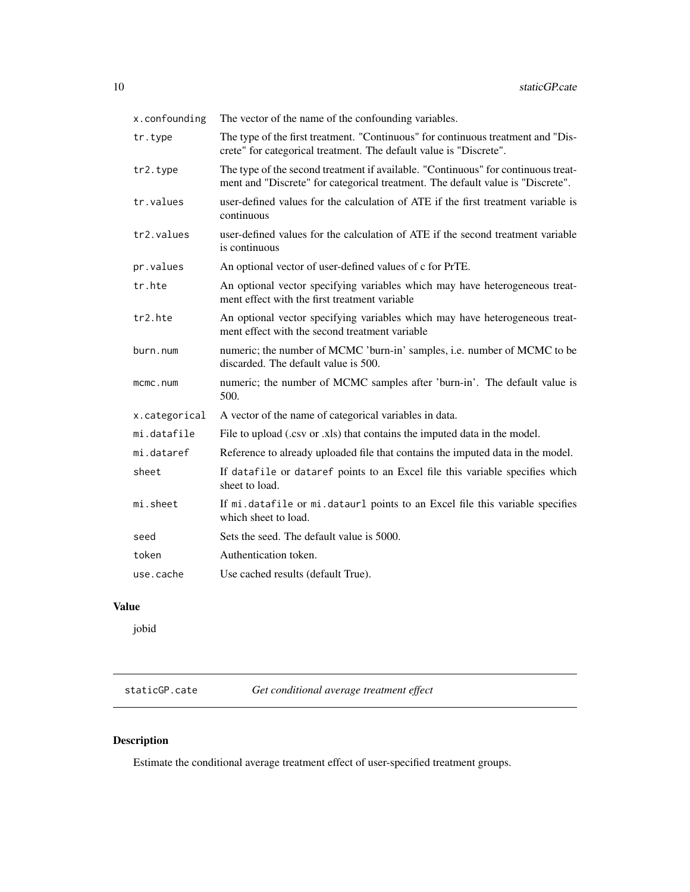| | |
|---|---|
| x.confounding | The vector of the name of the confounding variables. |
| tr.type | The type of the first treatment. "Continuous" for continuous treatment and "Discrete" for categorical treatment. The default value is "Discrete". |
| tr2.type | The type of the second treatment if available. "Continuous" for continuous treatment and "Discrete" for categorical treatment. The default value is "Discrete". |
| tr.values | user-defined values for the calculation of ATE if the first treatment variable is continuous |
| tr2.values | user-defined values for the calculation of ATE if the second treatment variable is continuous |
| pr.values | An optional vector of user-defined values of c for PrTE. |
| tr.hte | An optional vector specifying variables which may have heterogeneous treatment effect with the first treatment variable |
| tr2.hte | An optional vector specifying variables which may have heterogeneous treatment effect with the second treatment variable |
| burn.num | numeric; the number of MCMC 'burn-in' samples, i.e. number of MCMC to be discarded. The default value is 500. |
| mcmc.num | numeric; the number of MCMC samples after 'burn-in'. The default value is 500. |
| x.categorical | A vector of the name of categorical variables in data. |
| mi.datafile | File to upload (.csv or .xls) that contains the imputed data in the model. |
| mi.dataref | Reference to already uploaded file that contains the imputed data in the model. |
| sheet | If `datafile` or `dataref` points to an Excel file this variable specifies which sheet to load. |
| mi.sheet | If `mi.datafile` or `mi.dataurl` points to an Excel file this variable specifies which sheet to load. |
| seed | Sets the seed. The default value is 5000. |
| token | Authentication token. |
| use.cache | Use cached results (default True). |

## Value

jobid

---

## staticGP.cate — *Get conditional average treatment effect*

### Description

Estimate the conditional average treatment effect of user-specified treatment groups.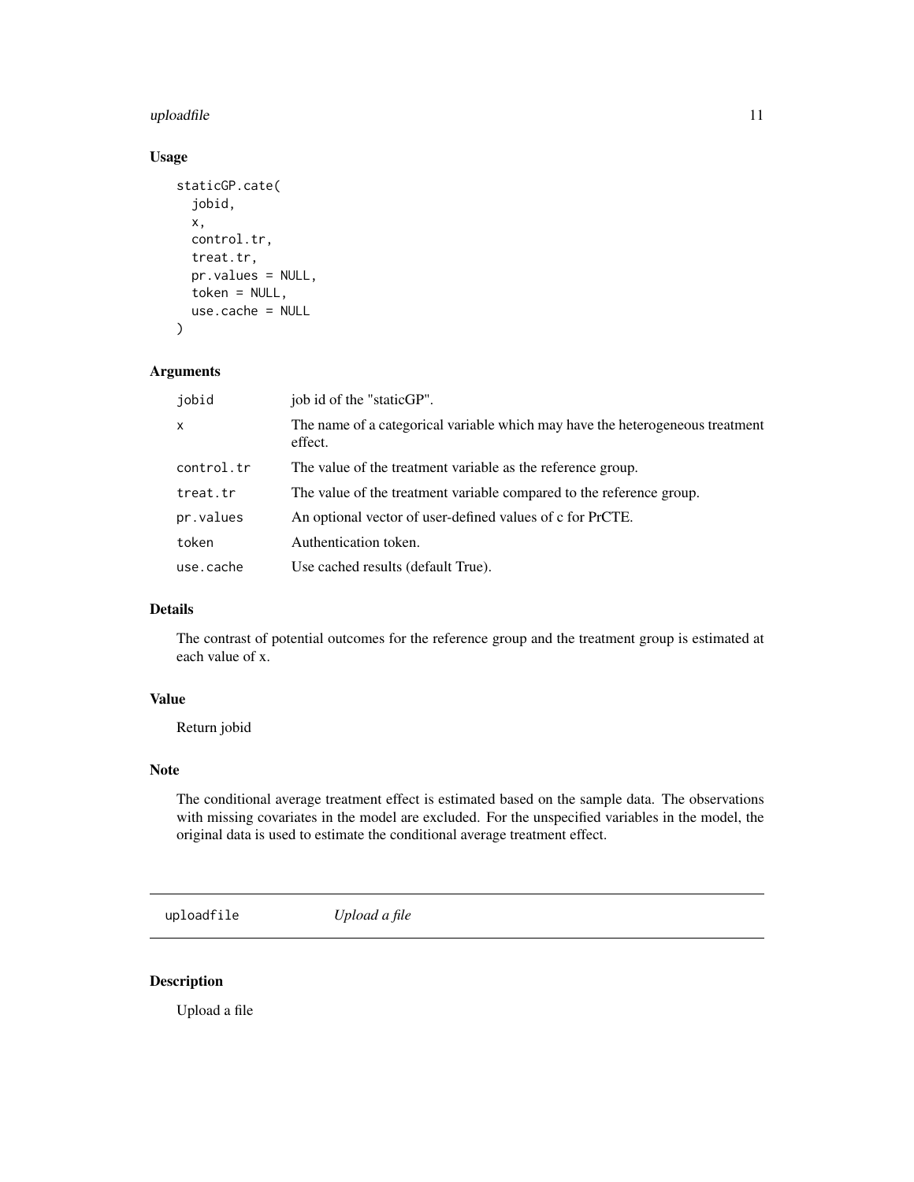## Usage

```
staticGP.cate(
  jobid,
  x,
  control.tr,
  treat.tr,
  pr.values = NULL,
  token = NULL,
  use.cache = NULL
)
```

## Arguments

| | |
|---|---|
| `jobid` | job id of the "staticGP". |
| `x` | The name of a categorical variable which may have the heterogeneous treatment effect. |
| `control.tr` | The value of the treatment variable as the reference group. |
| `treat.tr` | The value of the treatment variable compared to the reference group. |
| `pr.values` | An optional vector of user-defined values of c for PrCTE. |
| `token` | Authentication token. |
| `use.cache` | Use cached results (default True). |

## Details

The contrast of potential outcomes for the reference group and the treatment group is estimated at each value of x.

## Value

Return jobid

## Note

The conditional average treatment effect is estimated based on the sample data. The observations with missing covariates in the model are excluded. For the unspecified variables in the model, the original data is used to estimate the conditional average treatment effect.

---

# `uploadfile` *Upload a file*

---

## Description

Upload a file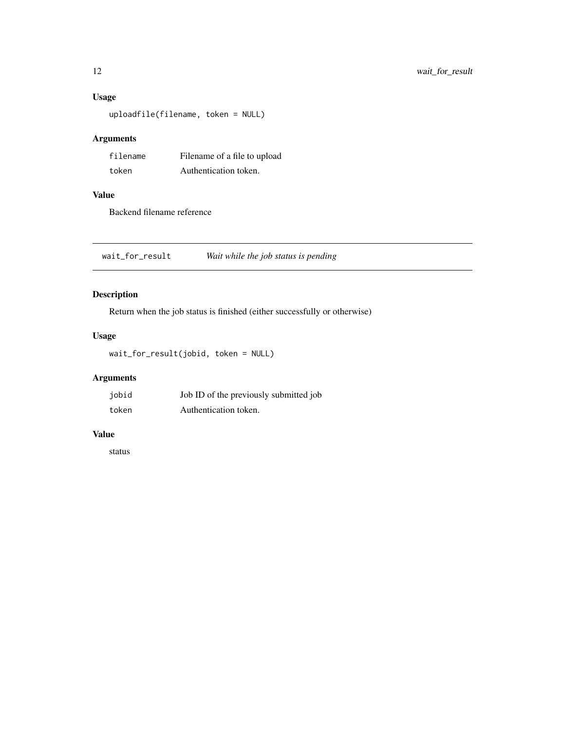## Usage

```
uploadfile(filename, token = NULL)
```

## Arguments

| | |
|---|---|
| filename | Filename of a file to upload |
| token | Authentication token. |

## Value

Backend filename reference

---

# wait_for_result *Wait while the job status is pending*

## Description

Return when the job status is finished (either successfully or otherwise)

## Usage

```
wait_for_result(jobid, token = NULL)
```

## Arguments

| | |
|---|---|
| jobid | Job ID of the previously submitted job |
| token | Authentication token. |

## Value

status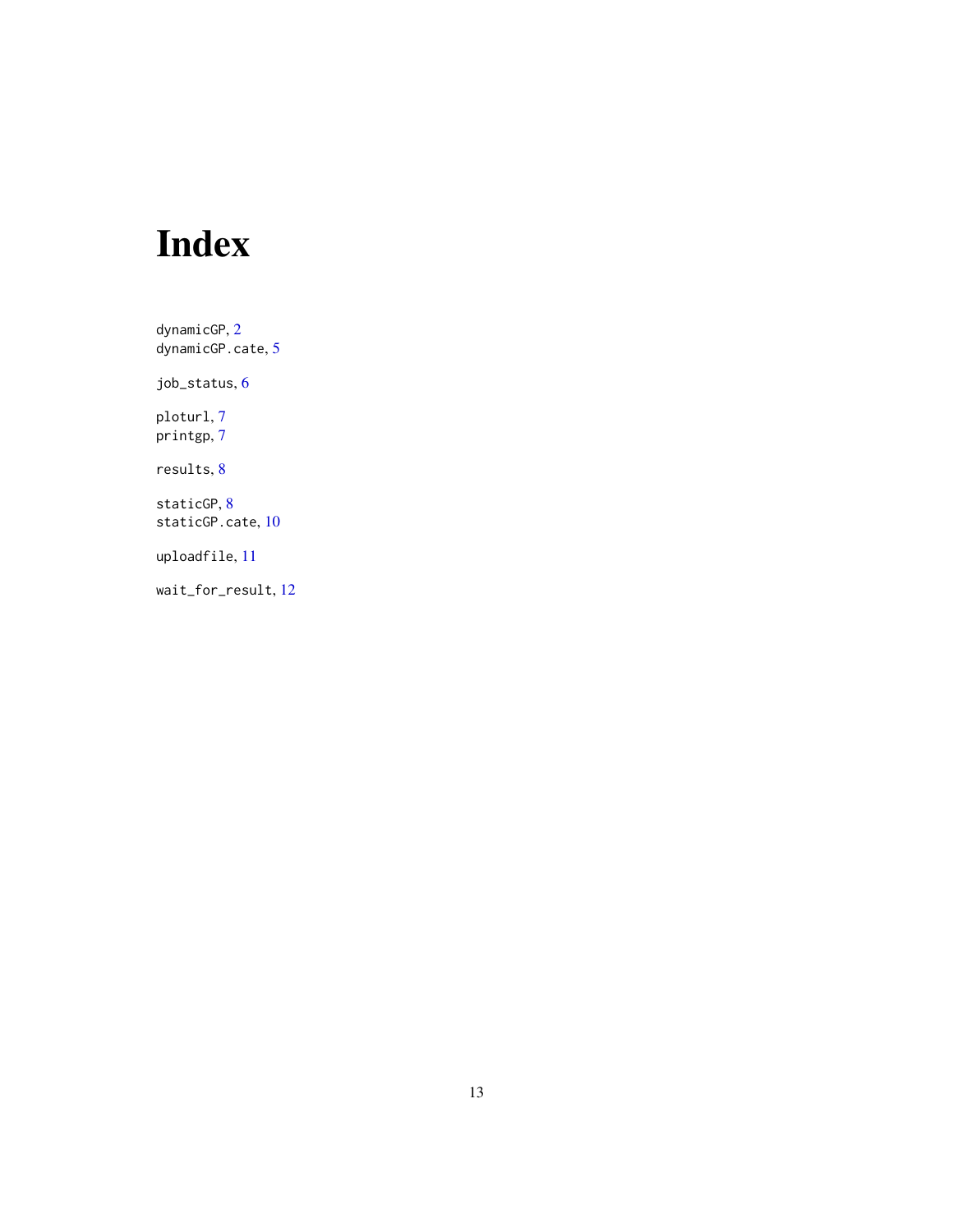# Index

dynamicGP, 2
dynamicGP.cate, 5

job_status, 6

ploturl, 7
printgp, 7

results, 8

staticGP, 8
staticGP.cate, 10

uploadfile, 11

wait_for_result, 12